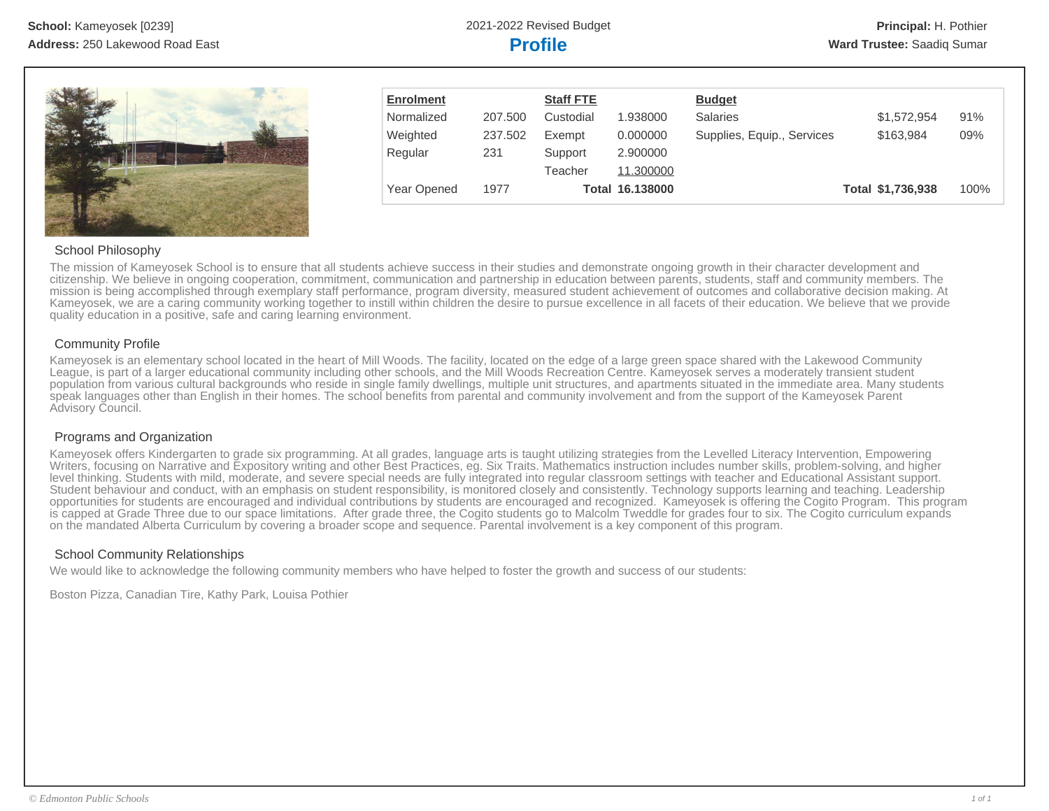**School:** Kameyosek [0239]
**Address:** 250 Lakewood Road East

2021-2022 Revised Budget

# Profile

**Principal:** H. Pothier
**Ward Trustee:** Saadiq Sumar

| Enrolment | | Staff FTE | | Budget | | |
|---|---|---|---|---|---|---|
| Normalized | 207.500 | Custodial | 1.938000 | Salaries | $1,572,954 | 91% |
| Weighted | 237.502 | Exempt | 0.000000 | Supplies, Equip., Services | $163,984 | 09% |
| Regular | 231 | Support | 2.900000 | | | |
| | | Teacher | 11.300000 | | | |
| Year Opened | 1977 | **Total** | **16.138000** | **Total** | **$1,736,938** | 100% |

## School Philosophy

The mission of Kameyosek School is to ensure that all students achieve success in their studies and demonstrate ongoing growth in their character development and citizenship. We believe in ongoing cooperation, commitment, communication and partnership in education between parents, students, staff and community members. The mission is being accomplished through exemplary staff performance, program diversity, measured student achievement of outcomes and collaborative decision making. At Kameyosek, we are a caring community working together to instill within children the desire to pursue excellence in all facets of their education. We believe that we provide quality education in a positive, safe and caring learning environment.

## Community Profile

Kameyosek is an elementary school located in the heart of Mill Woods. The facility, located on the edge of a large green space shared with the Lakewood Community League, is part of a larger educational community including other schools, and the Mill Woods Recreation Centre. Kameyosek serves a moderately transient student population from various cultural backgrounds who reside in single family dwellings, multiple unit structures, and apartments situated in the immediate area. Many students speak languages other than English in their homes. The school benefits from parental and community involvement and from the support of the Kameyosek Parent Advisory Council.

## Programs and Organization

Kameyosek offers Kindergarten to grade six programming. At all grades, language arts is taught utilizing strategies from the Levelled Literacy Intervention, Empowering Writers, focusing on Narrative and Expository writing and other Best Practices, eg. Six Traits. Mathematics instruction includes number skills, problem-solving, and higher level thinking. Students with mild, moderate, and severe special needs are fully integrated into regular classroom settings with teacher and Educational Assistant support. Student behaviour and conduct, with an emphasis on student responsibility, is monitored closely and consistently. Technology supports learning and teaching. Leadership opportunities for students are encouraged and individual contributions by students are encouraged and recognized. Kameyosek is offering the Cogito Program. This program is capped at Grade Three due to our space limitations. After grade three, the Cogito students go to Malcolm Tweddle for grades four to six. The Cogito curriculum expands on the mandated Alberta Curriculum by covering a broader scope and sequence. Parental involvement is a key component of this program.

## School Community Relationships

We would like to acknowledge the following community members who have helped to foster the growth and success of our students:

Boston Pizza, Canadian Tire, Kathy Park, Louisa Pothier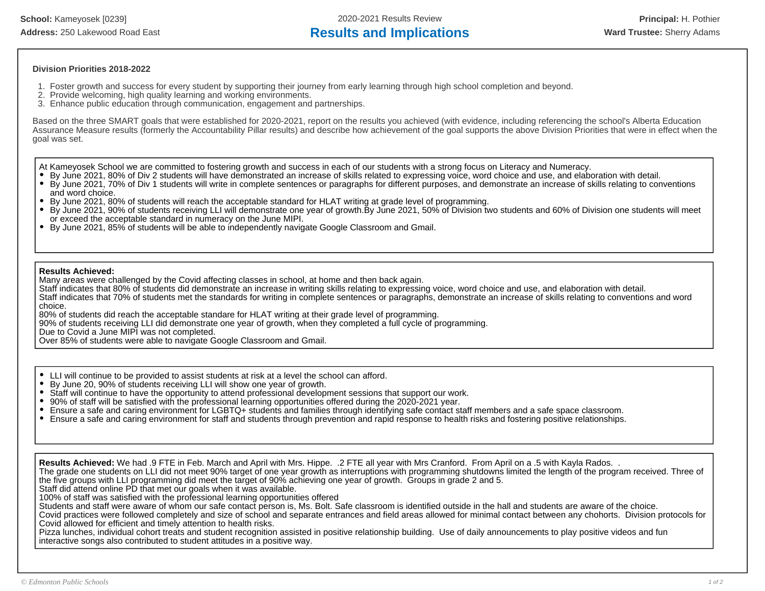**School:** Kameyosek [0239]
**Address:** 250 Lakewood Road East

2020-2021 Results Review

# Results and Implications

**Principal:** H. Pothier
**Ward Trustee:** Sherry Adams

**Division Priorities 2018-2022**

1. Foster growth and success for every student by supporting their journey from early learning through high school completion and beyond.
2. Provide welcoming, high quality learning and working environments.
3. Enhance public education through communication, engagement and partnerships.

Based on the three SMART goals that were established for 2020-2021, report on the results you achieved (with evidence, including referencing the school's Alberta Education Assurance Measure results (formerly the Accountability Pillar results) and describe how achievement of the goal supports the above Division Priorities that were in effect when the goal was set.

At Kameyosek School we are committed to fostering growth and success in each of our students with a strong focus on Literacy and Numeracy.

- By June 2021, 80% of Div 2 students will have demonstrated an increase of skills related to expressing voice, word choice and use, and elaboration with detail.
- By June 2021, 70% of Div 1 students will write in complete sentences or paragraphs for different purposes, and demonstrate an increase of skills relating to conventions and word choice.
- By June 2021, 80% of students will reach the acceptable standard for HLAT writing at grade level of programming.
- By June 2021, 90% of students receiving LLI will demonstrate one year of growth.By June 2021, 50% of Division two students and 60% of Division one students will meet or exceed the acceptable standard in numeracy on the June MIPI.
- By June 2021, 85% of students will be able to independently navigate Google Classroom and Gmail.

**Results Achieved:**
Many areas were challenged by the Covid affecting classes in school, at home and then back again.
Staff indicates that 80% of students did demonstrate an increase in writing skills related to expressing voice, word choice and use, and elaboration with detail.
Staff indicates that 70% of students met the standards for writing in complete sentences or paragraphs, demonstrate an increase of skills relating to conventions and word choice.
80% of students did reach the acceptable standare for HLAT writing at their grade level of programming.
90% of students receiving LLI did demonstrate one year of growth, when they completed a full cycle of programming.
Due to Covid a June MIPI was not completed.
Over 85% of students were able to navigate Google Classroom and Gmail.

- LLI will continue to be provided to assist students at risk at a level the school can afford.
- By June 20, 90% of students receiving LLI will show one year of growth.
- Staff will continue to have the opportunity to attend professional development sessions that support our work.
- 90% of staff will be satisfied with the professional learning opportunities offered during the 2020-2021 year.
- Ensure a safe and caring environment for LGBTQ+ students and families through identifying safe contact staff members and a safe space classroom.
- Ensure a safe and caring environment for staff and students through prevention and rapid response to health risks and fostering positive relationships.

**Results Achieved:** We had .9 FTE in Feb. March and April with Mrs. Hippe. .2 FTE all year with Mrs Cranford. From April on a .5 with Kayla Rados. .
The grade one students on LLI did not meet 90% target of one year growth as interruptions with programming shutdowns limited the length of the program received. Three of the five groups with LLI programming did meet the target of 90% achieving one year of growth. Groups in grade 2 and 5.
Staff did attend online PD that met our goals when it was available.
100% of staff was satisfied with the professional learning opportunities offered
Students and staff were aware of whom our safe contact person is, Ms. Bolt. Safe classroom is identified outside in the hall and students are aware of the choice.
Covid practices were followed completely and size of school and separate entrances and field areas allowed for minimal contact between any chohorts. Division protocols for Covid allowed for efficient and timely attention to health risks.
Pizza lunches, individual cohort treats and student recognition assisted in positive relationship building. Use of daily announcements to play positive videos and fun interactive songs also contributed to student attitudes in a positive way.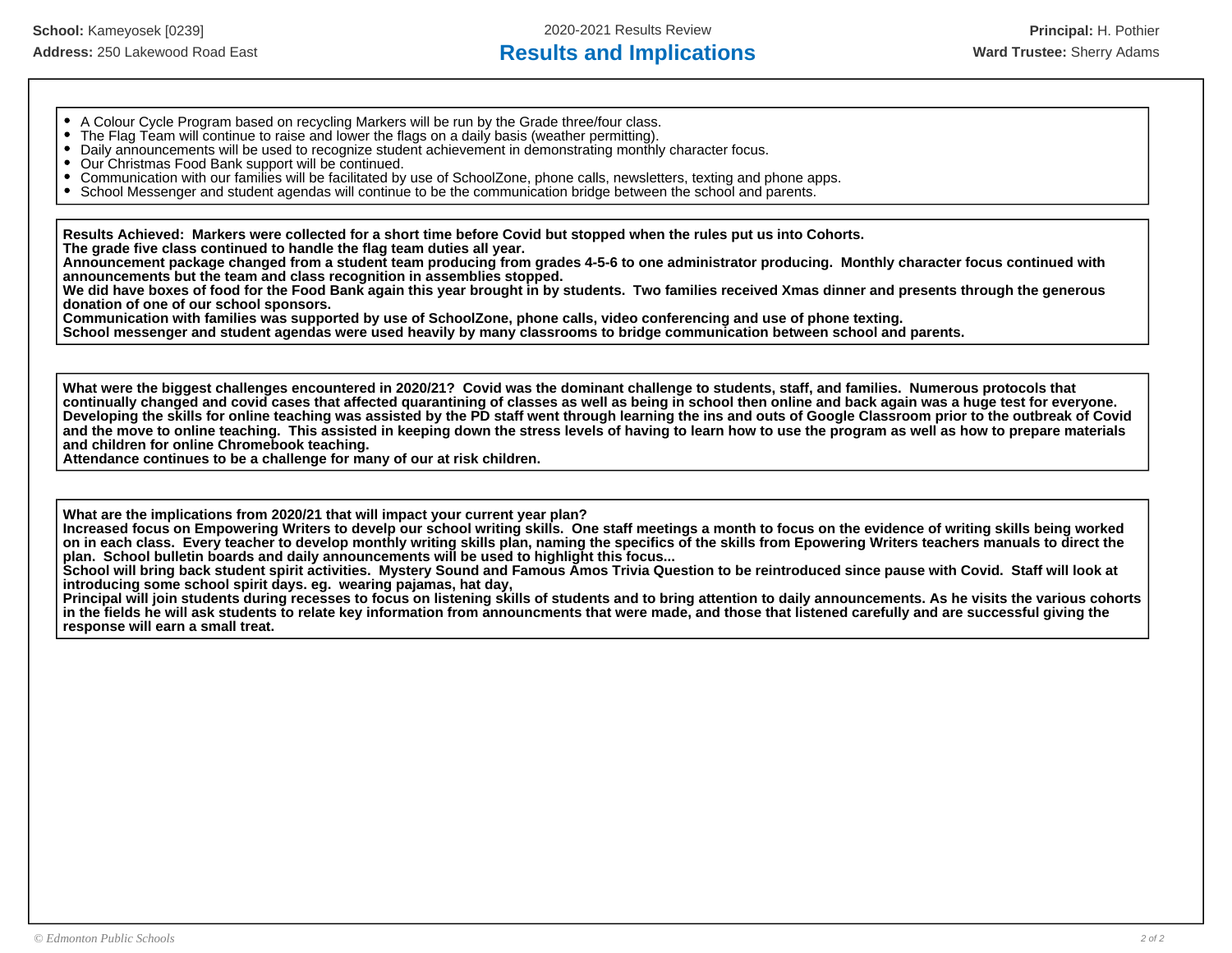**School:** Kameyosek [0239]
**Address:** 250 Lakewood Road East

2020-2021 Results Review

# Results and Implications

**Principal:** H. Pothier
**Ward Trustee:** Sherry Adams

- A Colour Cycle Program based on recycling Markers will be run by the Grade three/four class.
- The Flag Team will continue to raise and lower the flags on a daily basis (weather permitting).
- Daily announcements will be used to recognize student achievement in demonstrating monthly character focus.
- Our Christmas Food Bank support will be continued.
- Communication with our families will be facilitated by use of SchoolZone, phone calls, newsletters, texting and phone apps.
- School Messenger and student agendas will continue to be the communication bridge between the school and parents.

**Results Achieved: Markers were collected for a short time before Covid but stopped when the rules put us into Cohorts.**
**The grade five class continued to handle the flag team duties all year.**
**Announcement package changed from a student team producing from grades 4-5-6 to one administrator producing. Monthly character focus continued with announcements but the team and class recognition in assemblies stopped.**
**We did have boxes of food for the Food Bank again this year brought in by students. Two families received Xmas dinner and presents through the generous donation of one of our school sponsors.**
**Communication with families was supported by use of SchoolZone, phone calls, video conferencing and use of phone texting.**
**School messenger and student agendas were used heavily by many classrooms to bridge communication between school and parents.**

**What were the biggest challenges encountered in 2020/21? Covid was the dominant challenge to students, staff, and families. Numerous protocols that continually changed and covid cases that affected quarantining of classes as well as being in school then online and back again was a huge test for everyone. Developing the skills for online teaching was assisted by the PD staff went through learning the ins and outs of Google Classroom prior to the outbreak of Covid and the move to online teaching. This assisted in keeping down the stress levels of having to learn how to use the program as well as how to prepare materials and children for online Chromebook teaching.**
**Attendance continues to be a challenge for many of our at risk children.**

**What are the implications from 2020/21 that will impact your current year plan?**
**Increased focus on Empowering Writers to develp our school writing skills. One staff meetings a month to focus on the evidence of writing skills being worked on in each class. Every teacher to develop monthly writing skills plan, naming the specifics of the skills from Epowering Writers teachers manuals to direct the plan. School bulletin boards and daily announcements will be used to highlight this focus...**
**School will bring back student spirit activities. Mystery Sound and Famous Amos Trivia Question to be reintroduced since pause with Covid. Staff will look at introducing some school spirit days. eg. wearing pajamas, hat day,**
**Principal will join students during recesses to focus on listening skills of students and to bring attention to daily announcements. As he visits the various cohorts in the fields he will ask students to relate key information from announcments that were made, and those that listened carefully and are successful giving the response will earn a small treat.**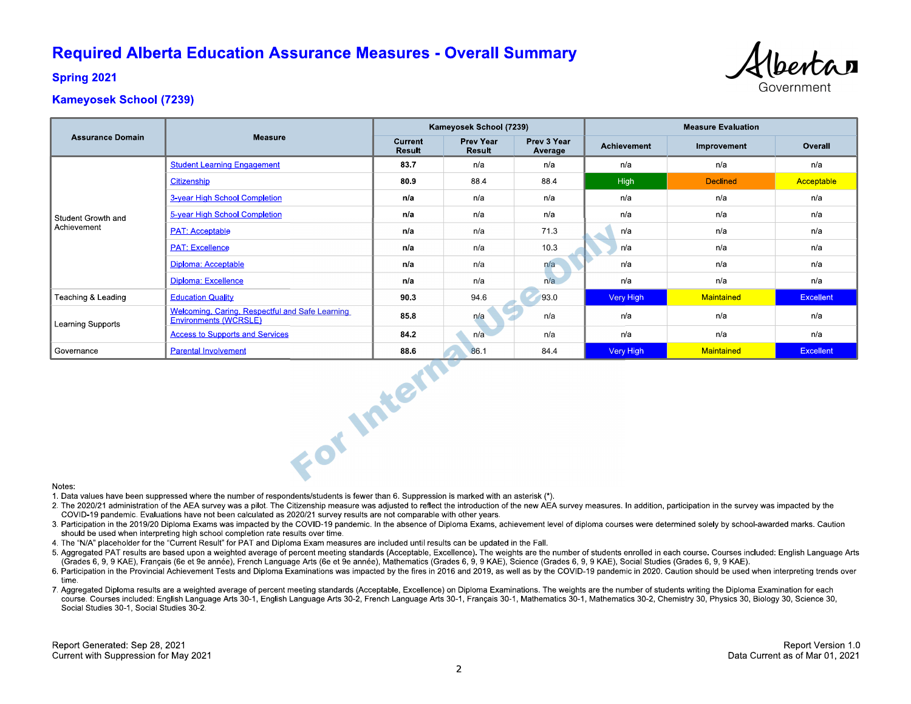# Required Alberta Education Assurance Measures - Overall Summary

## Spring 2021

## Kameyosek School (7239)

| Assurance Domain | Measure | Kameyosek School (7239) | | | Measure Evaluation | | |
|---|---|---|---|---|---|---|---|
| | | Current Result | Prev Year Result | Prev 3 Year Average | Achievement | Improvement | Overall |
| Student Growth and Achievement | Student Learning Engagement | **83.7** | n/a | n/a | n/a | n/a | n/a |
| | Citizenship | **80.9** | 88.4 | 88.4 | High | Declined | Acceptable |
| | 3-year High School Completion | **n/a** | n/a | n/a | n/a | n/a | n/a |
| | 5-year High School Completion | **n/a** | n/a | n/a | n/a | n/a | n/a |
| | PAT: Acceptable | **n/a** | n/a | 71.3 | n/a | n/a | n/a |
| | PAT: Excellence | **n/a** | n/a | 10.3 | n/a | n/a | n/a |
| | Diploma: Acceptable | **n/a** | n/a | n/a | n/a | n/a | n/a |
| | Diploma: Excellence | **n/a** | n/a | n/a | n/a | n/a | n/a |
| Teaching & Leading | Education Quality | **90.3** | 94.6 | 93.0 | Very High | Maintained | Excellent |
| Learning Supports | Welcoming, Caring, Respectful and Safe Learning Environments (WCRSLE) | **85.8** | n/a | n/a | n/a | n/a | n/a |
| | Access to Supports and Services | **84.2** | n/a | n/a | n/a | n/a | n/a |
| Governance | Parental Involvement | **88.6** | 86.1 | 84.4 | Very High | Maintained | Excellent |

Notes:
1. Data values have been suppressed where the number of respondents/students is fewer than 6. Suppression is marked with an asterisk (*).
2. The 2020/21 administration of the AEA survey was a pilot. The Citizenship measure was adjusted to reflect the introduction of the new AEA survey measures. In addition, participation in the survey was impacted by the COVID-19 pandemic. Evaluations have not been calculated as 2020/21 survey results are not comparable with other years.
3. Participation in the 2019/20 Diploma Exams was impacted by the COVID-19 pandemic. In the absence of Diploma Exams, achievement level of diploma courses were determined solely by school-awarded marks. Caution should be used when interpreting high school completion rate results over time.
4. The "N/A" placeholder for the "Current Result" for PAT and Diploma Exam measures are included until results can be updated in the Fall.
5. Aggregated PAT results are based upon a weighted average of percent meeting standards (Acceptable, Excellence). The weights are the number of students enrolled in each course. Courses included: English Language Arts (Grades 6, 9, 9 KAE), Français (6e et 9e année), French Language Arts (6e et 9e année), Mathematics (Grades 6, 9, 9 KAE), Science (Grades 6, 9, 9 KAE), Social Studies (Grades 6, 9, 9 KAE).
6. Participation in the Provincial Achievement Tests and Diploma Examinations was impacted by the fires in 2016 and 2019, as well as by the COVID-19 pandemic in 2020. Caution should be used when interpreting trends over time.
7. Aggregated Diploma results are a weighted average of percent meeting standards (Acceptable, Excellence) on Diploma Examinations. The weights are the number of students writing the Diploma Examination for each course. Courses included: English Language Arts 30-1, English Language Arts 30-2, French Language Arts 30-1, Français 30-1, Mathematics 30-1, Mathematics 30-2, Chemistry 30, Physics 30, Biology 30, Science 30, Social Studies 30-1, Social Studies 30-2.

Report Generated: Sep 28, 2021
Current with Suppression for May 2021

Report Version 1.0
Data Current as of Mar 01, 2021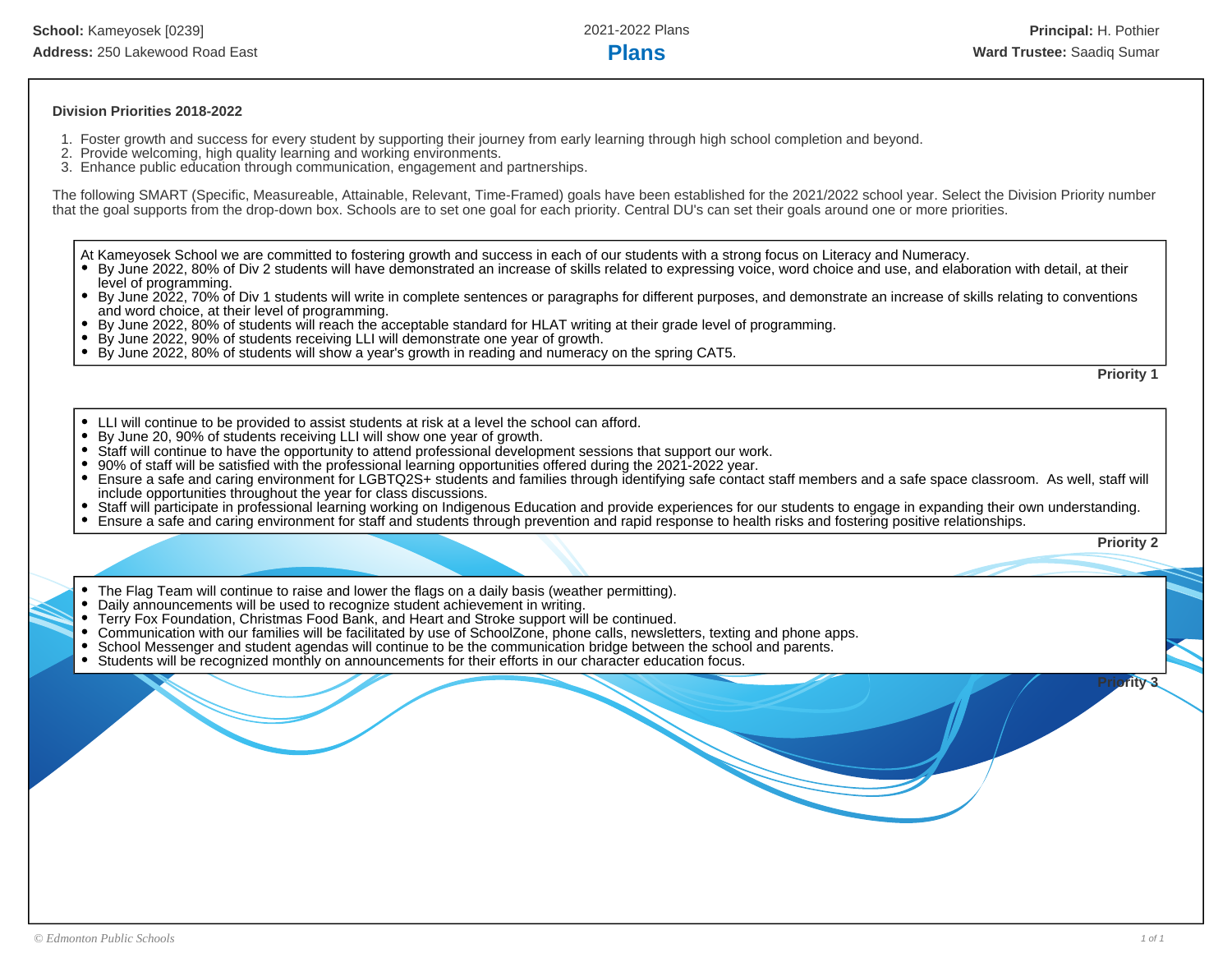School: Kameyosek [0239]
Address: 250 Lakewood Road East

2021-2022 Plans

# Plans

Principal: H. Pothier
Ward Trustee: Saadiq Sumar

### Division Priorities 2018-2022

1. Foster growth and success for every student by supporting their journey from early learning through high school completion and beyond.
2. Provide welcoming, high quality learning and working environments.
3. Enhance public education through communication, engagement and partnerships.

The following SMART (Specific, Measureable, Attainable, Relevant, Time-Framed) goals have been established for the 2021/2022 school year. Select the Division Priority number that the goal supports from the drop-down box. Schools are to set one goal for each priority. Central DU's can set their goals around one or more priorities.

At Kameyosek School we are committed to fostering growth and success in each of our students with a strong focus on Literacy and Numeracy.

- By June 2022, 80% of Div 2 students will have demonstrated an increase of skills related to expressing voice, word choice and use, and elaboration with detail, at their level of programming.
- By June 2022, 70% of Div 1 students will write in complete sentences or paragraphs for different purposes, and demonstrate an increase of skills relating to conventions and word choice, at their level of programming.
- By June 2022, 80% of students will reach the acceptable standard for HLAT writing at their grade level of programming.
- By June 2022, 90% of students receiving LLI will demonstrate one year of growth.
- By June 2022, 80% of students will show a year's growth in reading and numeracy on the spring CAT5.

**Priority 1**

- LLI will continue to be provided to assist students at risk at a level the school can afford.
- By June 20, 90% of students receiving LLI will show one year of growth.
- Staff will continue to have the opportunity to attend professional development sessions that support our work.
- 90% of staff will be satisfied with the professional learning opportunities offered during the 2021-2022 year.
- Ensure a safe and caring environment for LGBTQ2S+ students and families through identifying safe contact staff members and a safe space classroom. As well, staff will include opportunities throughout the year for class discussions.
- Staff will participate in professional learning working on Indigenous Education and provide experiences for our students to engage in expanding their own understanding.
- Ensure a safe and caring environment for staff and students through prevention and rapid response to health risks and fostering positive relationships.

**Priority 2**

- The Flag Team will continue to raise and lower the flags on a daily basis (weather permitting).
- Daily announcements will be used to recognize student achievement in writing.
- Terry Fox Foundation, Christmas Food Bank, and Heart and Stroke support will be continued.
- Communication with our families will be facilitated by use of SchoolZone, phone calls, newsletters, texting and phone apps.
- School Messenger and student agendas will continue to be the communication bridge between the school and parents.
- Students will be recognized monthly on announcements for their efforts in our character education focus.

**Priority 3**

*© Edmonton Public Schools*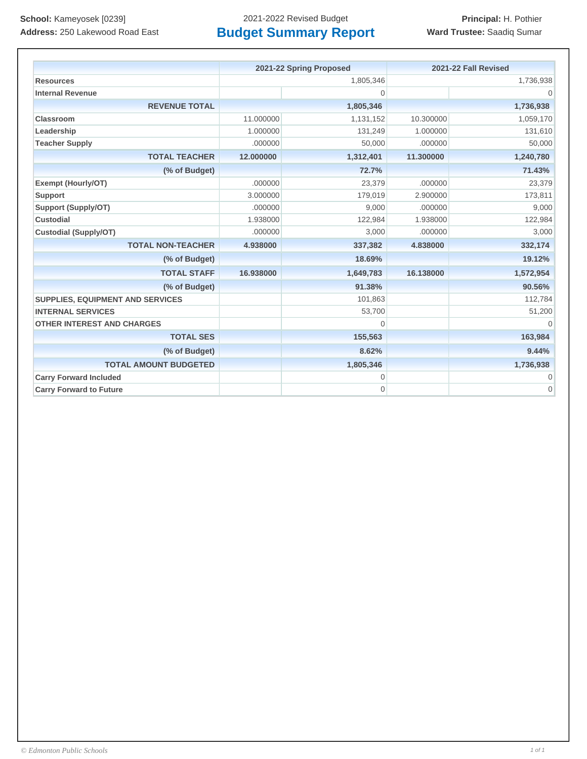**School:** Kameyosek [0239]
**Address:** 250 Lakewood Road East

2021-2022 Revised Budget

# Budget Summary Report

**Principal:** H. Pothier
**Ward Trustee:** Saadiq Sumar

| | 2021-22 Spring Proposed | | 2021-22 Fall Revised | |
|---|---|---|---|---|
| **Resources** | | 1,805,346 | | 1,736,938 |
| **Internal Revenue** | | 0 | | 0 |
| **REVENUE TOTAL** | | **1,805,346** | | **1,736,938** |
| **Classroom** | 11.000000 | 1,131,152 | 10.300000 | 1,059,170 |
| **Leadership** | 1.000000 | 131,249 | 1.000000 | 131,610 |
| **Teacher Supply** | .000000 | 50,000 | .000000 | 50,000 |
| **TOTAL TEACHER** | **12.000000** | **1,312,401** | **11.300000** | **1,240,780** |
| **(% of Budget)** | | **72.7%** | | **71.43%** |
| **Exempt (Hourly/OT)** | .000000 | 23,379 | .000000 | 23,379 |
| **Support** | 3.000000 | 179,019 | 2.900000 | 173,811 |
| **Support (Supply/OT)** | .000000 | 9,000 | .000000 | 9,000 |
| **Custodial** | 1.938000 | 122,984 | 1.938000 | 122,984 |
| **Custodial (Supply/OT)** | .000000 | 3,000 | .000000 | 3,000 |
| **TOTAL NON-TEACHER** | **4.938000** | **337,382** | **4.838000** | **332,174** |
| **(% of Budget)** | | **18.69%** | | **19.12%** |
| **TOTAL STAFF** | **16.938000** | **1,649,783** | **16.138000** | **1,572,954** |
| **(% of Budget)** | | **91.38%** | | **90.56%** |
| **SUPPLIES, EQUIPMENT AND SERVICES** | | 101,863 | | 112,784 |
| **INTERNAL SERVICES** | | 53,700 | | 51,200 |
| **OTHER INTEREST AND CHARGES** | | 0 | | 0 |
| **TOTAL SES** | | **155,563** | | **163,984** |
| **(% of Budget)** | | **8.62%** | | **9.44%** |
| **TOTAL AMOUNT BUDGETED** | | **1,805,346** | | **1,736,938** |
| **Carry Forward Included** | | 0 | | 0 |
| **Carry Forward to Future** | | 0 | | 0 |

*© Edmonton Public Schools*